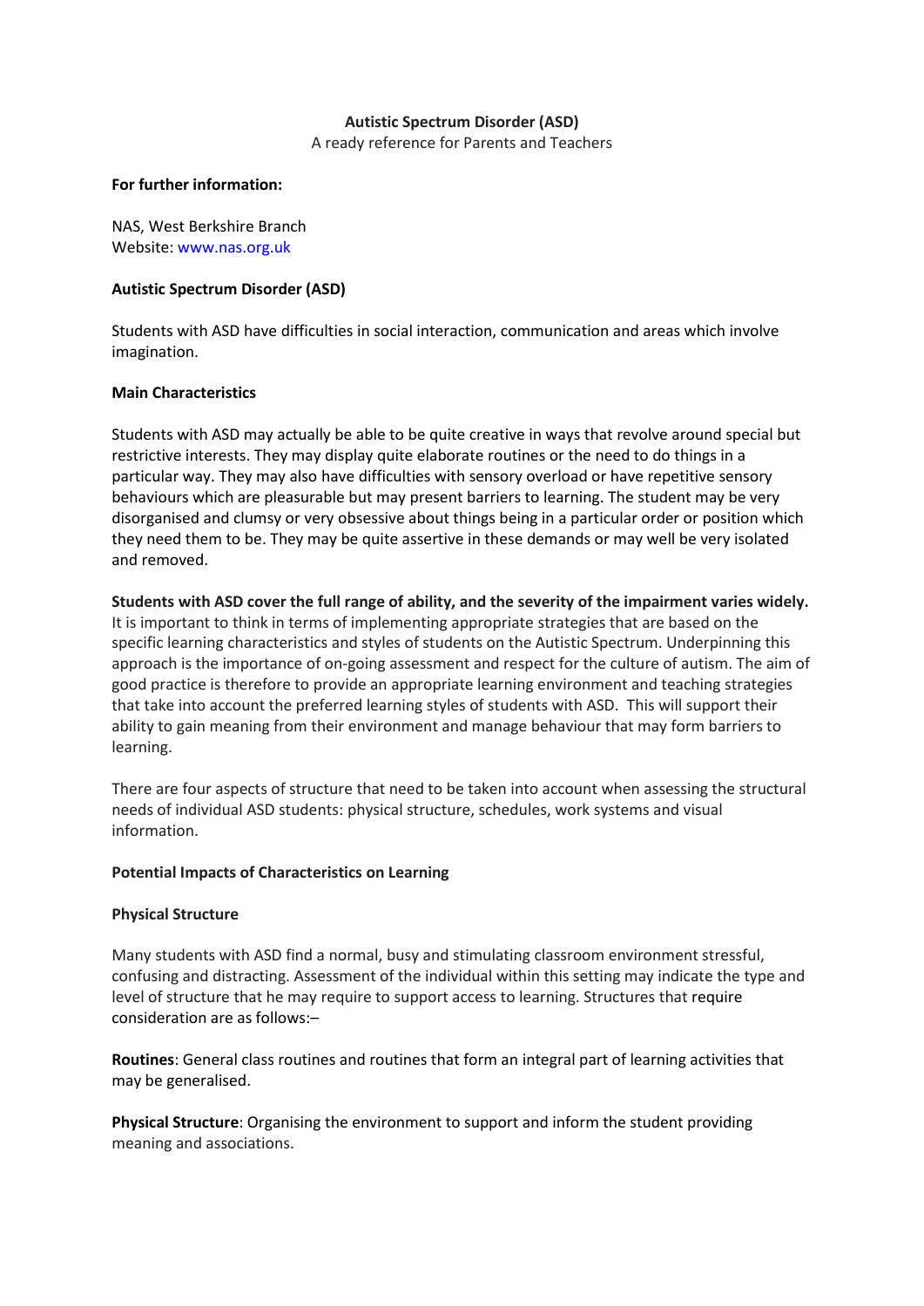# Autistic Spectrum Disorder (ASD)

A ready reference for Parents and Teachers

**For further information:**

NAS, West Berkshire Branch
Website: www.nas.org.uk

## Autistic Spectrum Disorder (ASD)

Students with ASD have difficulties in social interaction, communication and areas which involve imagination.

### Main Characteristics

Students with ASD may actually be able to be quite creative in ways that revolve around special but restrictive interests. They may display quite elaborate routines or the need to do things in a particular way. They may also have difficulties with sensory overload or have repetitive sensory behaviours which are pleasurable but may present barriers to learning. The student may be very disorganised and clumsy or very obsessive about things being in a particular order or position which they need them to be. They may be quite assertive in these demands or may well be very isolated and removed.

**Students with ASD cover the full range of ability, and the severity of the impairment varies widely.** It is important to think in terms of implementing appropriate strategies that are based on the specific learning characteristics and styles of students on the Autistic Spectrum. Underpinning this approach is the importance of on-going assessment and respect for the culture of autism. The aim of good practice is therefore to provide an appropriate learning environment and teaching strategies that take into account the preferred learning styles of students with ASD. This will support their ability to gain meaning from their environment and manage behaviour that may form barriers to learning.

There are four aspects of structure that need to be taken into account when assessing the structural needs of individual ASD students: physical structure, schedules, work systems and visual information.

### Potential Impacts of Characteristics on Learning

### Physical Structure

Many students with ASD find a normal, busy and stimulating classroom environment stressful, confusing and distracting. Assessment of the individual within this setting may indicate the type and level of structure that he may require to support access to learning. Structures that require consideration are as follows:–

**Routines**: General class routines and routines that form an integral part of learning activities that may be generalised.

**Physical Structure**: Organising the environment to support and inform the student providing meaning and associations.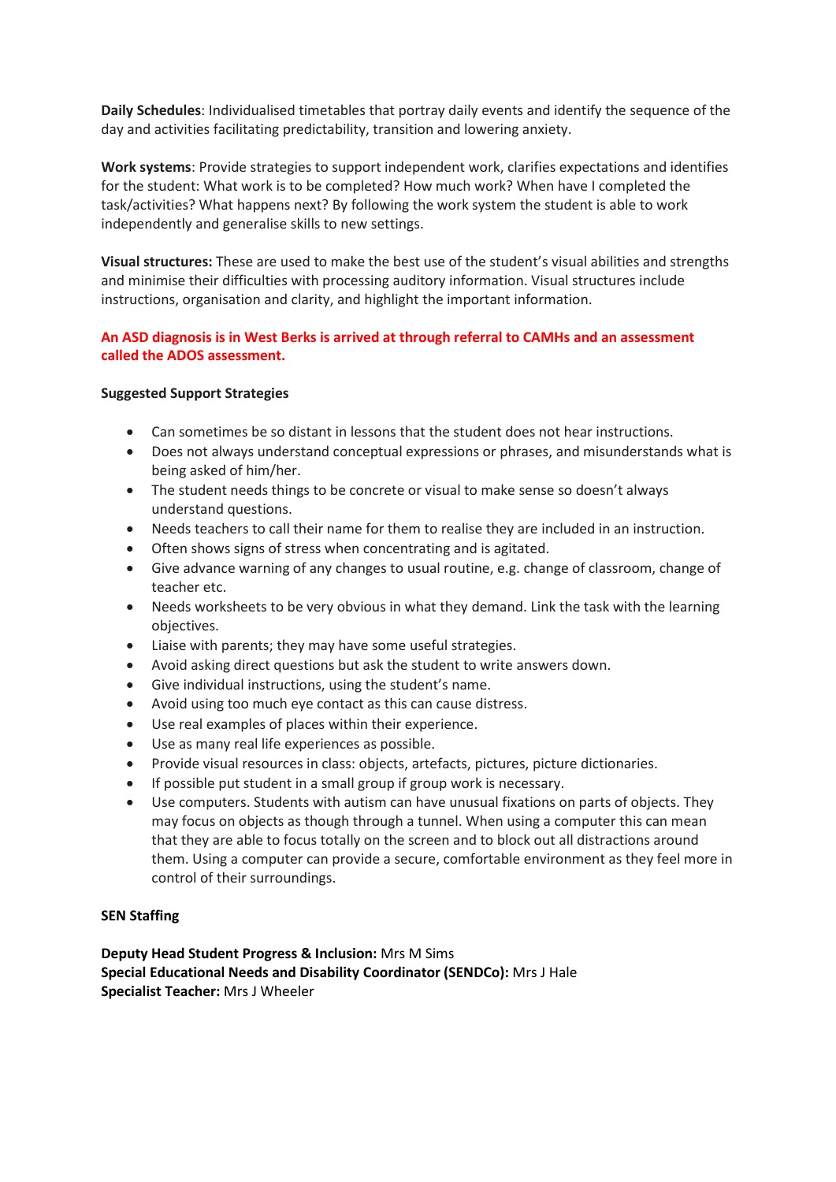**Daily Schedules**: Individualised timetables that portray daily events and identify the sequence of the day and activities facilitating predictability, transition and lowering anxiety.

**Work systems**: Provide strategies to support independent work, clarifies expectations and identifies for the student: What work is to be completed? How much work? When have I completed the task/activities? What happens next? By following the work system the student is able to work independently and generalise skills to new settings.

**Visual structures:** These are used to make the best use of the student's visual abilities and strengths and minimise their difficulties with processing auditory information. Visual structures include instructions, organisation and clarity, and highlight the important information.

**An ASD diagnosis is in West Berks is arrived at through referral to CAMHs and an assessment called the ADOS assessment.**

**Suggested Support Strategies**

- Can sometimes be so distant in lessons that the student does not hear instructions.
- Does not always understand conceptual expressions or phrases, and misunderstands what is being asked of him/her.
- The student needs things to be concrete or visual to make sense so doesn't always understand questions.
- Needs teachers to call their name for them to realise they are included in an instruction.
- Often shows signs of stress when concentrating and is agitated.
- Give advance warning of any changes to usual routine, e.g. change of classroom, change of teacher etc.
- Needs worksheets to be very obvious in what they demand. Link the task with the learning objectives.
- Liaise with parents; they may have some useful strategies.
- Avoid asking direct questions but ask the student to write answers down.
- Give individual instructions, using the student's name.
- Avoid using too much eye contact as this can cause distress.
- Use real examples of places within their experience.
- Use as many real life experiences as possible.
- Provide visual resources in class: objects, artefacts, pictures, picture dictionaries.
- If possible put student in a small group if group work is necessary.
- Use computers. Students with autism can have unusual fixations on parts of objects. They may focus on objects as though through a tunnel. When using a computer this can mean that they are able to focus totally on the screen and to block out all distractions around them. Using a computer can provide a secure, comfortable environment as they feel more in control of their surroundings.

**SEN Staffing**

**Deputy Head Student Progress & Inclusion:** Mrs M Sims
**Special Educational Needs and Disability Coordinator (SENDCo):** Mrs J Hale
**Specialist Teacher:** Mrs J Wheeler